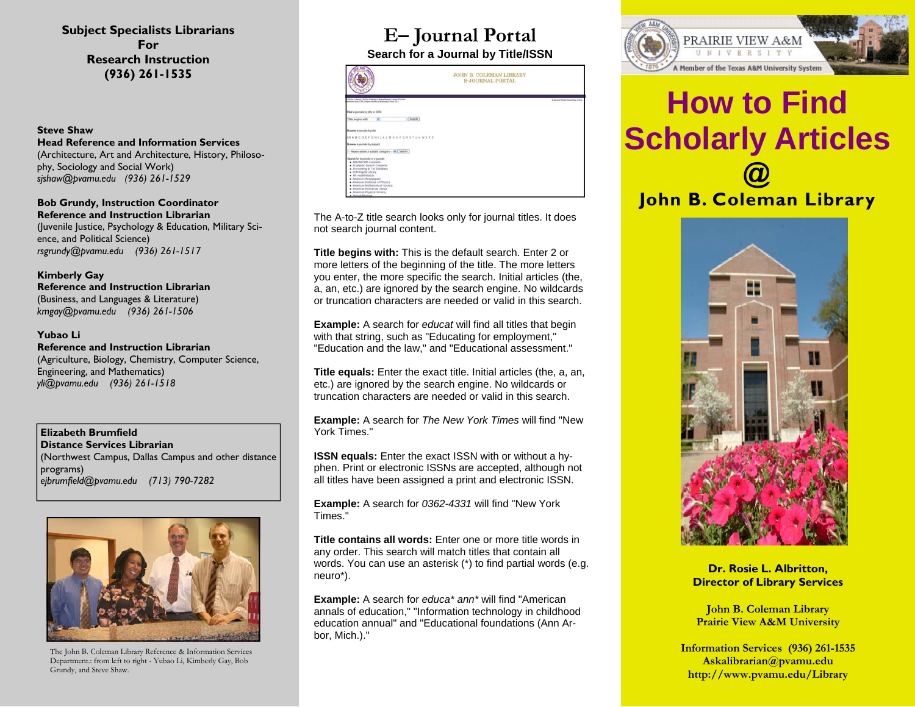## Subject Specialists Librarians For Research Instruction (936) 261-1535

**Steve Shaw**
**Head Reference and Information Services**
(Architecture, Art and Architecture, History, Philosophy, Sociology and Social Work)
*sjshaw@pvamu.edu (936) 261-1529*

**Bob Grundy, Instruction Coordinator**
**Reference and Instruction Librarian**
(Juvenile Justice, Psychology & Education, Military Science, and Political Science)
*rsgrundy@pvamu.edu (936) 261-1517*

**Kimberly Gay**
**Reference and Instruction Librarian**
(Business, and Languages & Literature)
*kmgay@pvamu.edu (936) 261-1506*

**Yubao Li**
**Reference and Instruction Librarian**
(Agriculture, Biology, Chemistry, Computer Science, Engineering, and Mathematics)
*yli@pvamu.edu (936) 261-1518*

**Elizabeth Brumfield**
**Distance Services Librarian**
(Northwest Campus, Dallas Campus and other distance programs)
*ejbrumfield@pvamu.edu (713) 790-7282*

The John B. Coleman Library Reference & Information Services Department.: from left to right - Yubao Li, Kimberly Gay, Bob Grundy, and Steve Shaw.

# E– Journal Portal

### Search for a Journal by Title/ISSN

The A-to-Z title search looks only for journal titles. It does not search journal content.

**Title begins with:** This is the default search. Enter 2 or more letters of the beginning of the title. The more letters you enter, the more specific the search. Initial articles (the, a, an, etc.) are ignored by the search engine. No wildcards or truncation characters are needed or valid in this search.

**Example:** A search for *educat* will find all titles that begin with that string, such as "Educating for employment," "Education and the law," and "Educational assessment."

**Title equals:** Enter the exact title. Initial articles (the, a, an, etc.) are ignored by the search engine. No wildcards or truncation characters are needed or valid in this search.

**Example:** A search for *The New York Times* will find "New York Times."

**ISSN equals:** Enter the exact ISSN with or without a hyphen. Print or electronic ISSNs are accepted, although not all titles have been assigned a print and electronic ISSN.

**Example:** A search for *0362-4331* will find "New York Times."

**Title contains all words:** Enter one or more title words in any order. This search will match titles that contain all words. You can use an asterisk (*) to find partial words (e.g. neuro*).

**Example:** A search for *educa* ann** will find "American annals of education," "Information technology in childhood education annual" and "Educational foundations (Ann Arbor, Mich.)."

PRAIRIE VIEW A&M UNIVERSITY
A Member of the Texas A&M University System

# How to Find Scholarly Articles @ John B. Coleman Library

**Dr. Rosie L. Albritton,**
**Director of Library Services**

John B. Coleman Library
Prairie View A&M University

Information Services (936) 261-1535
Askalibrarian@pvamu.edu
http://www.pvamu.edu/Library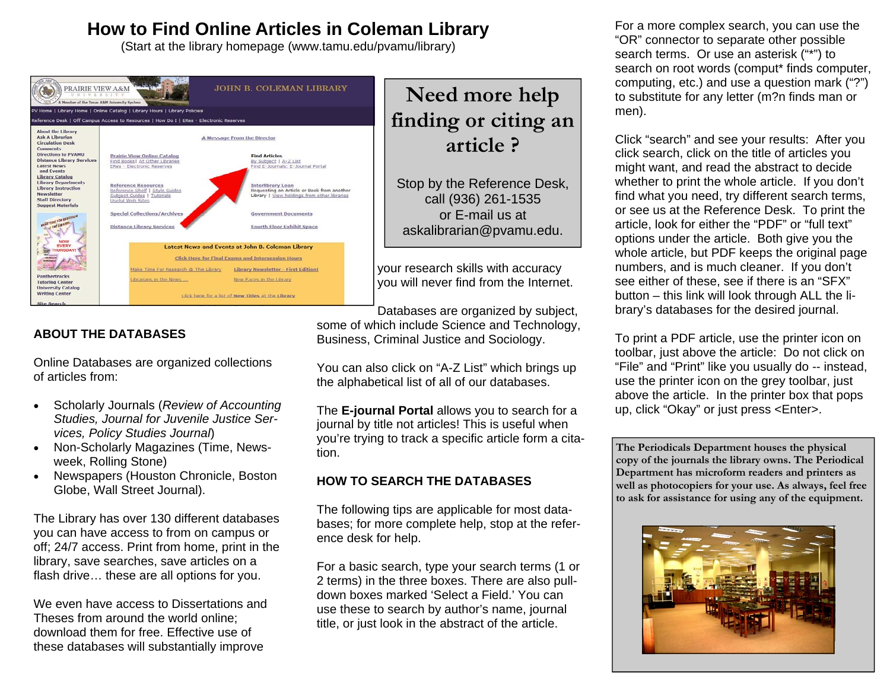# How to Find Online Articles in Coleman Library

(Start at the library homepage (www.tamu.edu/pvamu/library)

## ABOUT THE DATABASES

Online Databases are organized collections of articles from:

- Scholarly Journals (*Review of Accounting Studies, Journal for Juvenile Justice Services, Policy Studies Journal*)
- Non-Scholarly Magazines (Time, Newsweek, Rolling Stone)
- Newspapers (Houston Chronicle, Boston Globe, Wall Street Journal).

The Library has over 130 different databases you can have access to from on campus or off; 24/7 access. Print from home, print in the library, save searches, save articles on a flash drive… these are all options for you.

We even have access to Dissertations and Theses from around the world online; download them for free. Effective use of these databases will substantially improve your research skills with accuracy you will never find from the Internet.

**Need more help finding or citing an article ?**

Stop by the Reference Desk, call (936) 261-1535 or E-mail us at askalibrarian@pvamu.edu.

Databases are organized by subject, some of which include Science and Technology, Business, Criminal Justice and Sociology.

You can also click on "A-Z List" which brings up the alphabetical list of all of our databases.

The **E-journal Portal** allows you to search for a journal by title not articles! This is useful when you're trying to track a specific article form a citation.

## HOW TO SEARCH THE DATABASES

The following tips are applicable for most databases; for more complete help, stop at the reference desk for help.

For a basic search, type your search terms (1 or 2 terms) in the three boxes. There are also pull-down boxes marked 'Select a Field.' You can use these to search by author's name, journal title, or just look in the abstract of the article.

For a more complex search, you can use the "OR" connector to separate other possible search terms. Or use an asterisk ("*") to search on root words (comput* finds computer, computing, etc.) and use a question mark ("?") to substitute for any letter (m?n finds man or men).

Click "search" and see your results: After you click search, click on the title of articles you might want, and read the abstract to decide whether to print the whole article. If you don't find what you need, try different search terms, or see us at the Reference Desk. To print the article, look for either the "PDF" or "full text" options under the article. Both give you the whole article, but PDF keeps the original page numbers, and is much cleaner. If you don't see either of these, see if there is an "SFX" button – this link will look through ALL the library's databases for the desired journal.

To print a PDF article, use the printer icon on toolbar, just above the article: Do not click on "File" and "Print" like you usually do -- instead, use the printer icon on the grey toolbar, just above the article. In the printer box that pops up, click "Okay" or just press <Enter>.

**The Periodicals Department houses the physical copy of the journals the library owns. The Periodical Department has microform readers and printers as well as photocopiers for your use. As always, feel free to ask for assistance for using any of the equipment.**